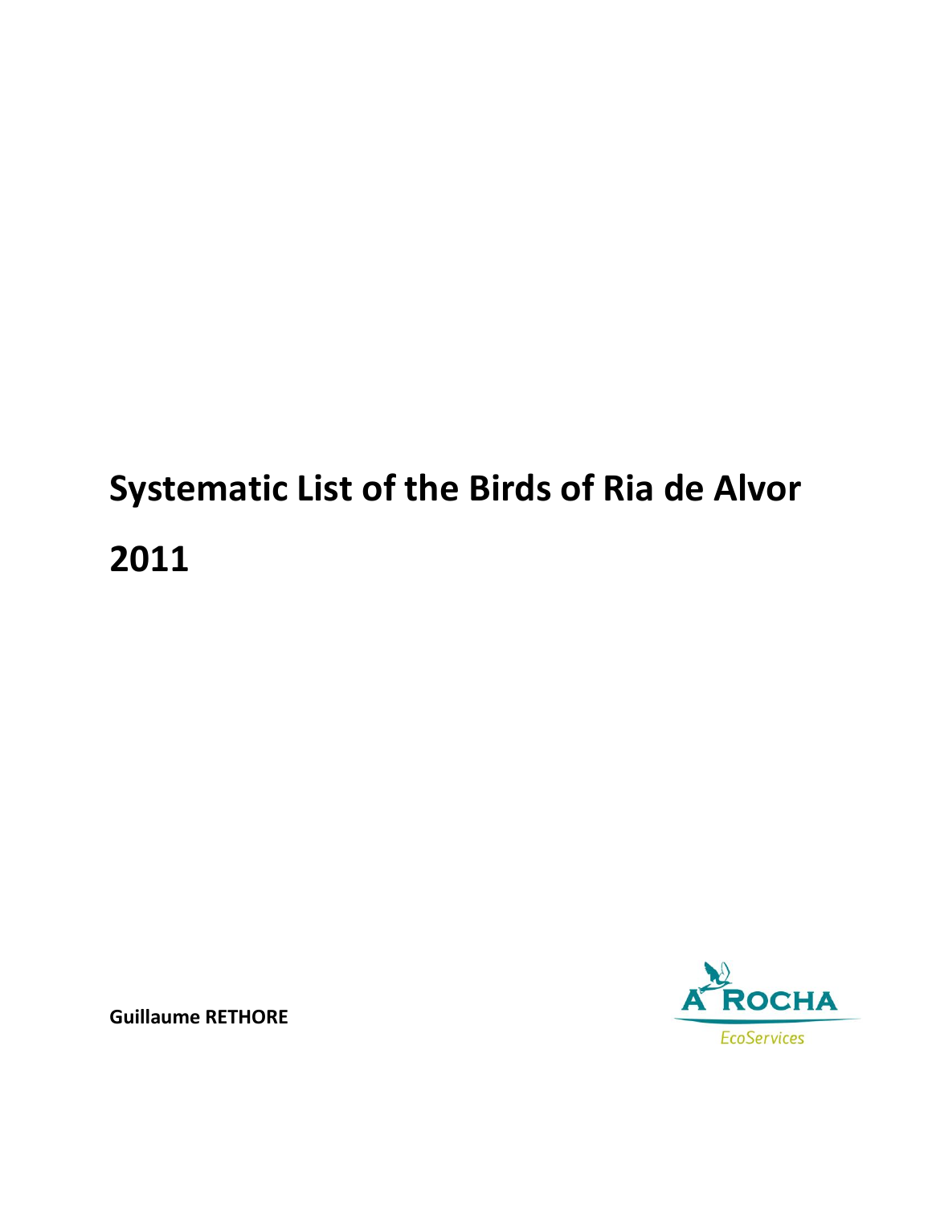# Systematic List of the Birds of Ria de Alvor

# 2011

**Guillaume RETHORE**

A ROCHA

EcoServices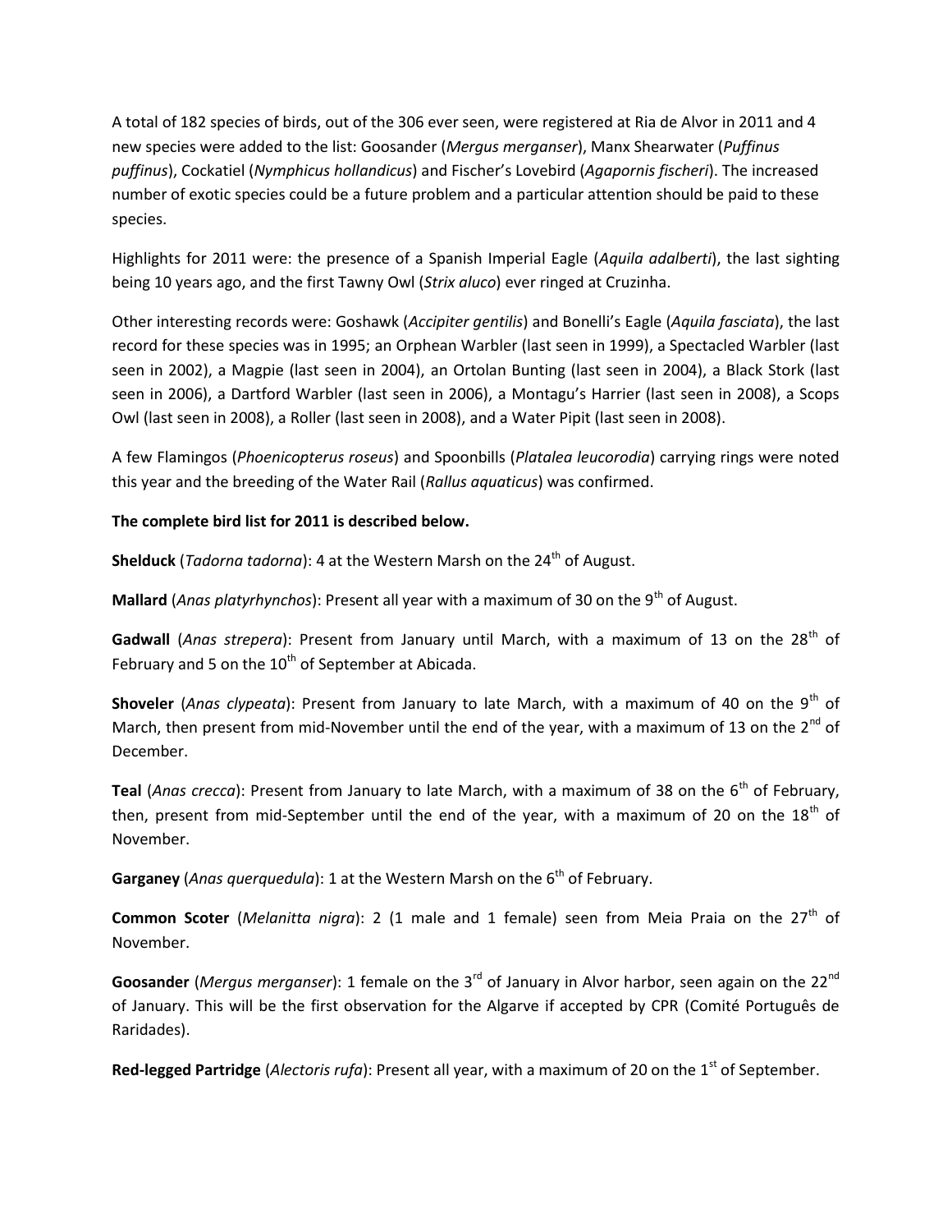A total of 182 species of birds, out of the 306 ever seen, were registered at Ria de Alvor in 2011 and 4 new species were added to the list: Goosander (*Mergus merganser*), Manx Shearwater (*Puffinus puffinus*), Cockatiel (*Nymphicus hollandicus*) and Fischer's Lovebird (*Agapornis fischeri*). The increased number of exotic species could be a future problem and a particular attention should be paid to these species.

Highlights for 2011 were: the presence of a Spanish Imperial Eagle (*Aquila adalberti*), the last sighting being 10 years ago, and the first Tawny Owl (*Strix aluco*) ever ringed at Cruzinha.

Other interesting records were: Goshawk (*Accipiter gentilis*) and Bonelli's Eagle (*Aquila fasciata*), the last record for these species was in 1995; an Orphean Warbler (last seen in 1999), a Spectacled Warbler (last seen in 2002), a Magpie (last seen in 2004), an Ortolan Bunting (last seen in 2004), a Black Stork (last seen in 2006), a Dartford Warbler (last seen in 2006), a Montagu's Harrier (last seen in 2008), a Scops Owl (last seen in 2008), a Roller (last seen in 2008), and a Water Pipit (last seen in 2008).

A few Flamingos (*Phoenicopterus roseus*) and Spoonbills (*Platalea leucorodia*) carrying rings were noted this year and the breeding of the Water Rail (*Rallus aquaticus*) was confirmed.

**The complete bird list for 2011 is described below.**

**Shelduck** (*Tadorna tadorna*): 4 at the Western Marsh on the 24th of August.

**Mallard** (*Anas platyrhynchos*): Present all year with a maximum of 30 on the 9th of August.

**Gadwall** (*Anas strepera*): Present from January until March, with a maximum of 13 on the 28th of February and 5 on the 10th of September at Abicada.

**Shoveler** (*Anas clypeata*): Present from January to late March, with a maximum of 40 on the 9th of March, then present from mid-November until the end of the year, with a maximum of 13 on the 2nd of December.

**Teal** (*Anas crecca*): Present from January to late March, with a maximum of 38 on the 6th of February, then, present from mid-September until the end of the year, with a maximum of 20 on the 18th of November.

**Garganey** (*Anas querquedula*): 1 at the Western Marsh on the 6th of February.

**Common Scoter** (*Melanitta nigra*): 2 (1 male and 1 female) seen from Meia Praia on the 27th of November.

**Goosander** (*Mergus merganser*): 1 female on the 3rd of January in Alvor harbor, seen again on the 22nd of January. This will be the first observation for the Algarve if accepted by CPR (Comité Português de Raridades).

**Red-legged Partridge** (*Alectoris rufa*): Present all year, with a maximum of 20 on the 1st of September.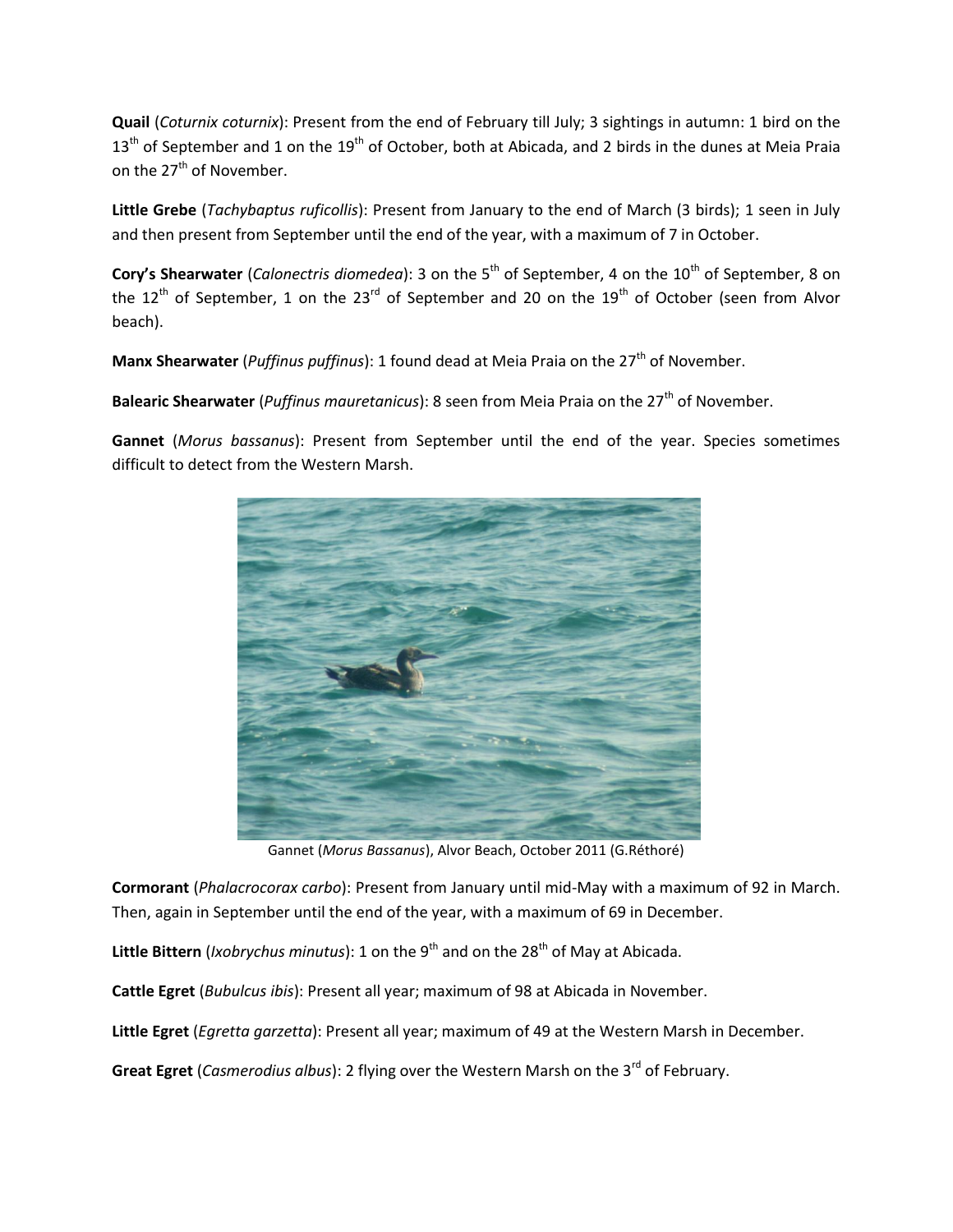**Quail** (*Coturnix coturnix*): Present from the end of February till July; 3 sightings in autumn: 1 bird on the 13th of September and 1 on the 19th of October, both at Abicada, and 2 birds in the dunes at Meia Praia on the 27th of November.

**Little Grebe** (*Tachybaptus ruficollis*): Present from January to the end of March (3 birds); 1 seen in July and then present from September until the end of the year, with a maximum of 7 in October.

**Cory's Shearwater** (*Calonectris diomedea*): 3 on the 5th of September, 4 on the 10th of September, 8 on the 12th of September, 1 on the 23rd of September and 20 on the 19th of October (seen from Alvor beach).

**Manx Shearwater** (*Puffinus puffinus*): 1 found dead at Meia Praia on the 27th of November.

**Balearic Shearwater** (*Puffinus mauretanicus*): 8 seen from Meia Praia on the 27th of November.

**Gannet** (*Morus bassanus*): Present from September until the end of the year. Species sometimes difficult to detect from the Western Marsh.

Gannet (*Morus Bassanus*), Alvor Beach, October 2011 (G.Réthoré)

**Cormorant** (*Phalacrocorax carbo*): Present from January until mid-May with a maximum of 92 in March. Then, again in September until the end of the year, with a maximum of 69 in December.

**Little Bittern** (*Ixobrychus minutus*): 1 on the 9th and on the 28th of May at Abicada.

**Cattle Egret** (*Bubulcus ibis*): Present all year; maximum of 98 at Abicada in November.

**Little Egret** (*Egretta garzetta*): Present all year; maximum of 49 at the Western Marsh in December.

**Great Egret** (*Casmerodius albus*): 2 flying over the Western Marsh on the 3rd of February.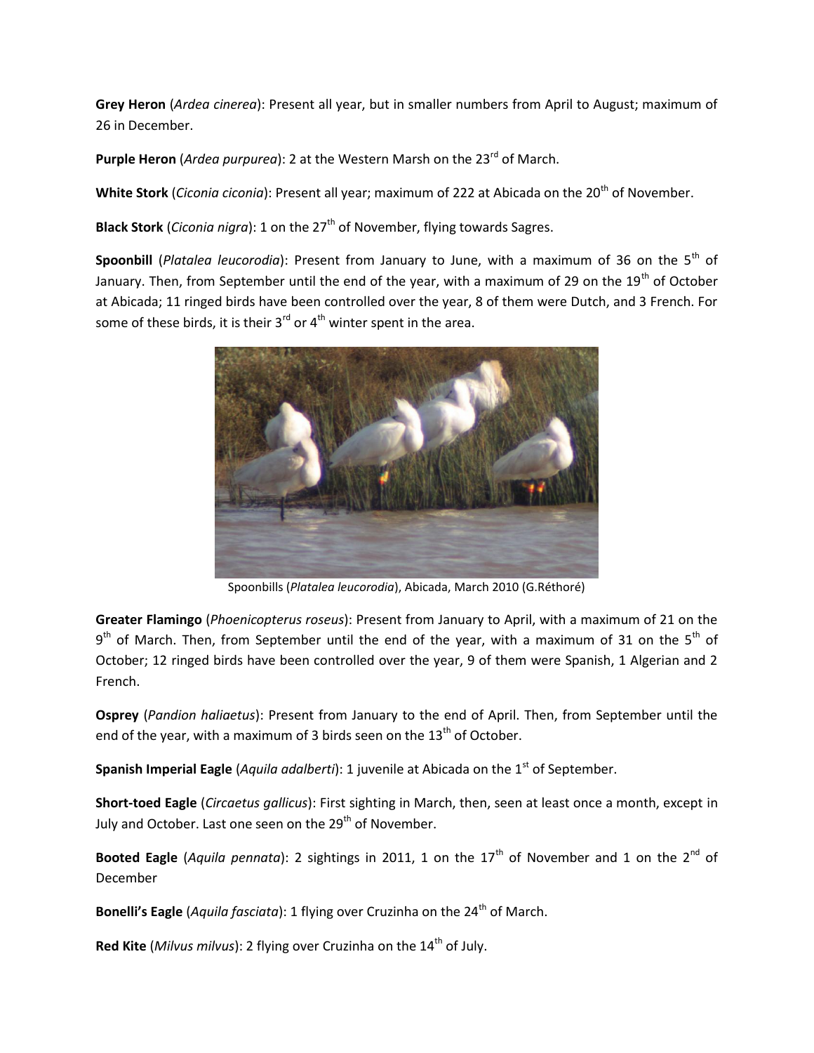**Grey Heron** (*Ardea cinerea*): Present all year, but in smaller numbers from April to August; maximum of 26 in December.

**Purple Heron** (*Ardea purpurea*): 2 at the Western Marsh on the 23rd of March.

**White Stork** (*Ciconia ciconia*): Present all year; maximum of 222 at Abicada on the 20th of November.

**Black Stork** (*Ciconia nigra*): 1 on the 27th of November, flying towards Sagres.

**Spoonbill** (*Platalea leucorodia*): Present from January to June, with a maximum of 36 on the 5th of January. Then, from September until the end of the year, with a maximum of 29 on the 19th of October at Abicada; 11 ringed birds have been controlled over the year, 8 of them were Dutch, and 3 French. For some of these birds, it is their 3rd or 4th winter spent in the area.

Spoonbills (*Platalea leucorodia*), Abicada, March 2010 (G.Réthoré)

**Greater Flamingo** (*Phoenicopterus roseus*): Present from January to April, with a maximum of 21 on the 9th of March. Then, from September until the end of the year, with a maximum of 31 on the 5th of October; 12 ringed birds have been controlled over the year, 9 of them were Spanish, 1 Algerian and 2 French.

**Osprey** (*Pandion haliaetus*): Present from January to the end of April. Then, from September until the end of the year, with a maximum of 3 birds seen on the 13th of October.

**Spanish Imperial Eagle** (*Aquila adalberti*): 1 juvenile at Abicada on the 1st of September.

**Short-toed Eagle** (*Circaetus gallicus*): First sighting in March, then, seen at least once a month, except in July and October. Last one seen on the 29th of November.

**Booted Eagle** (*Aquila pennata*): 2 sightings in 2011, 1 on the 17th of November and 1 on the 2nd of December

**Bonelli's Eagle** (*Aquila fasciata*): 1 flying over Cruzinha on the 24th of March.

**Red Kite** (*Milvus milvus*): 2 flying over Cruzinha on the 14th of July.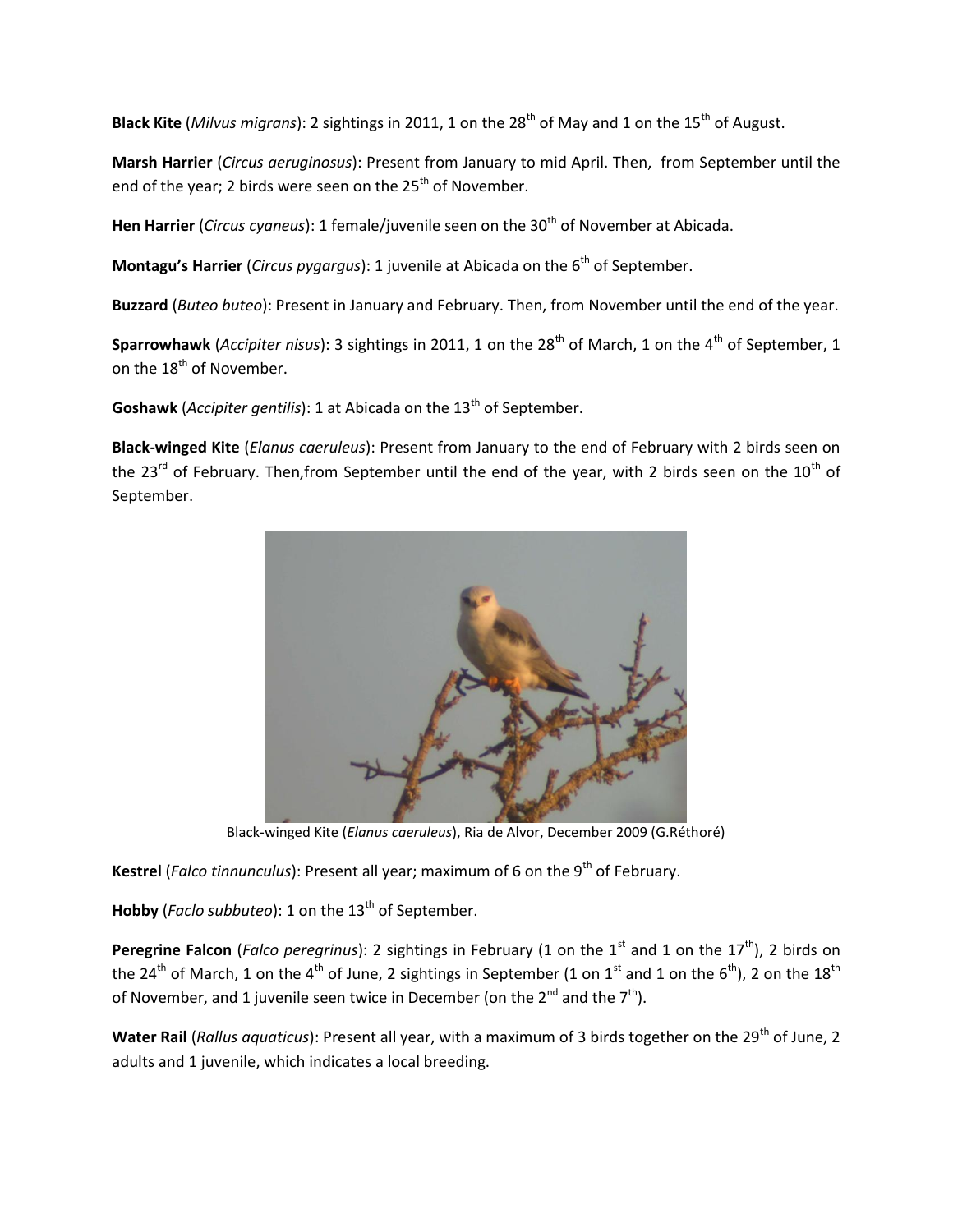**Black Kite** (*Milvus migrans*): 2 sightings in 2011, 1 on the 28th of May and 1 on the 15th of August.

**Marsh Harrier** (*Circus aeruginosus*): Present from January to mid April. Then, from September until the end of the year; 2 birds were seen on the 25th of November.

**Hen Harrier** (*Circus cyaneus*): 1 female/juvenile seen on the 30th of November at Abicada.

**Montagu's Harrier** (*Circus pygargus*): 1 juvenile at Abicada on the 6th of September.

**Buzzard** (*Buteo buteo*): Present in January and February. Then, from November until the end of the year.

**Sparrowhawk** (*Accipiter nisus*): 3 sightings in 2011, 1 on the 28th of March, 1 on the 4th of September, 1 on the 18th of November.

**Goshawk** (*Accipiter gentilis*): 1 at Abicada on the 13th of September.

**Black-winged Kite** (*Elanus caeruleus*): Present from January to the end of February with 2 birds seen on the 23rd of February. Then,from September until the end of the year, with 2 birds seen on the 10th of September.

Black-winged Kite (*Elanus caeruleus*), Ria de Alvor, December 2009 (G.Réthoré)

**Kestrel** (*Falco tinnunculus*): Present all year; maximum of 6 on the 9th of February.

**Hobby** (*Faclo subbuteo*): 1 on the 13th of September.

**Peregrine Falcon** (*Falco peregrinus*): 2 sightings in February (1 on the 1st and 1 on the 17th), 2 birds on the 24th of March, 1 on the 4th of June, 2 sightings in September (1 on 1st and 1 on the 6th), 2 on the 18th of November, and 1 juvenile seen twice in December (on the 2nd and the 7th).

**Water Rail** (*Rallus aquaticus*): Present all year, with a maximum of 3 birds together on the 29th of June, 2 adults and 1 juvenile, which indicates a local breeding.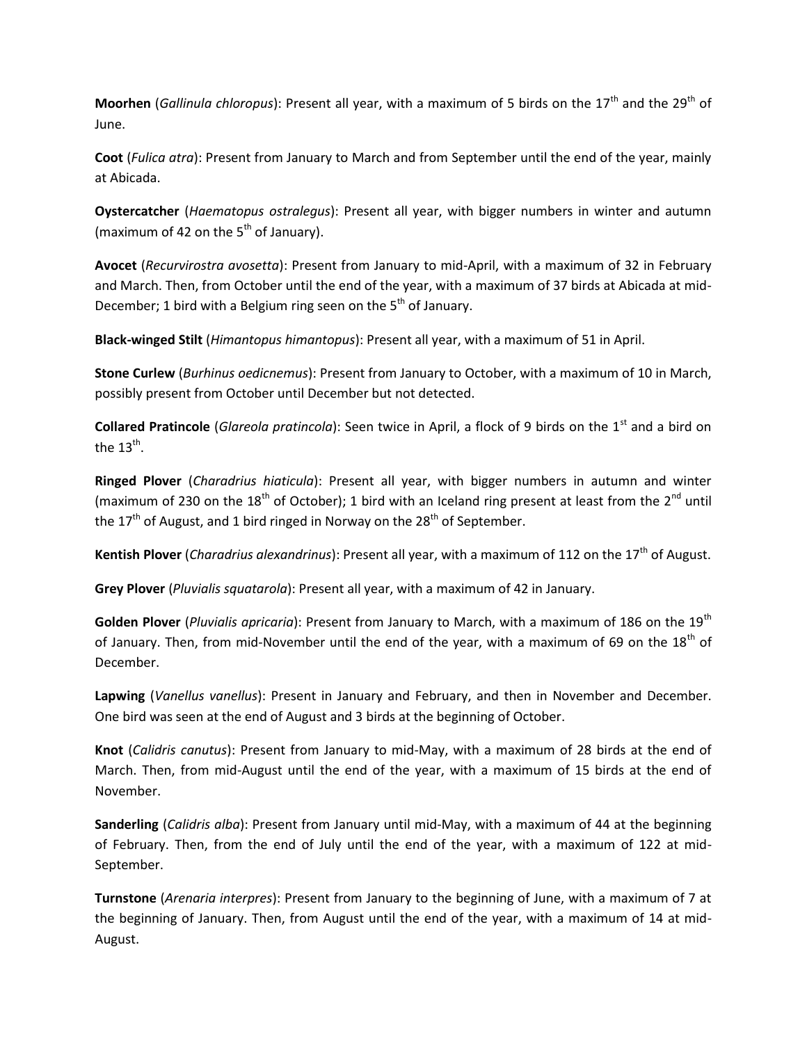**Moorhen** (*Gallinula chloropus*): Present all year, with a maximum of 5 birds on the 17th and the 29th of June.

**Coot** (*Fulica atra*): Present from January to March and from September until the end of the year, mainly at Abicada.

**Oystercatcher** (*Haematopus ostralegus*): Present all year, with bigger numbers in winter and autumn (maximum of 42 on the 5th of January).

**Avocet** (*Recurvirostra avosetta*): Present from January to mid-April, with a maximum of 32 in February and March. Then, from October until the end of the year, with a maximum of 37 birds at Abicada at mid-December; 1 bird with a Belgium ring seen on the 5th of January.

**Black-winged Stilt** (*Himantopus himantopus*): Present all year, with a maximum of 51 in April.

**Stone Curlew** (*Burhinus oedicnemus*): Present from January to October, with a maximum of 10 in March, possibly present from October until December but not detected.

**Collared Pratincole** (*Glareola pratincola*): Seen twice in April, a flock of 9 birds on the 1st and a bird on the 13th.

**Ringed Plover** (*Charadrius hiaticula*): Present all year, with bigger numbers in autumn and winter (maximum of 230 on the 18th of October); 1 bird with an Iceland ring present at least from the 2nd until the 17th of August, and 1 bird ringed in Norway on the 28th of September.

**Kentish Plover** (*Charadrius alexandrinus*): Present all year, with a maximum of 112 on the 17th of August.

**Grey Plover** (*Pluvialis squatarola*): Present all year, with a maximum of 42 in January.

**Golden Plover** (*Pluvialis apricaria*): Present from January to March, with a maximum of 186 on the 19th of January. Then, from mid-November until the end of the year, with a maximum of 69 on the 18th of December.

**Lapwing** (*Vanellus vanellus*): Present in January and February, and then in November and December. One bird was seen at the end of August and 3 birds at the beginning of October.

**Knot** (*Calidris canutus*): Present from January to mid-May, with a maximum of 28 birds at the end of March. Then, from mid-August until the end of the year, with a maximum of 15 birds at the end of November.

**Sanderling** (*Calidris alba*): Present from January until mid-May, with a maximum of 44 at the beginning of February. Then, from the end of July until the end of the year, with a maximum of 122 at mid-September.

**Turnstone** (*Arenaria interpres*): Present from January to the beginning of June, with a maximum of 7 at the beginning of January. Then, from August until the end of the year, with a maximum of 14 at mid-August.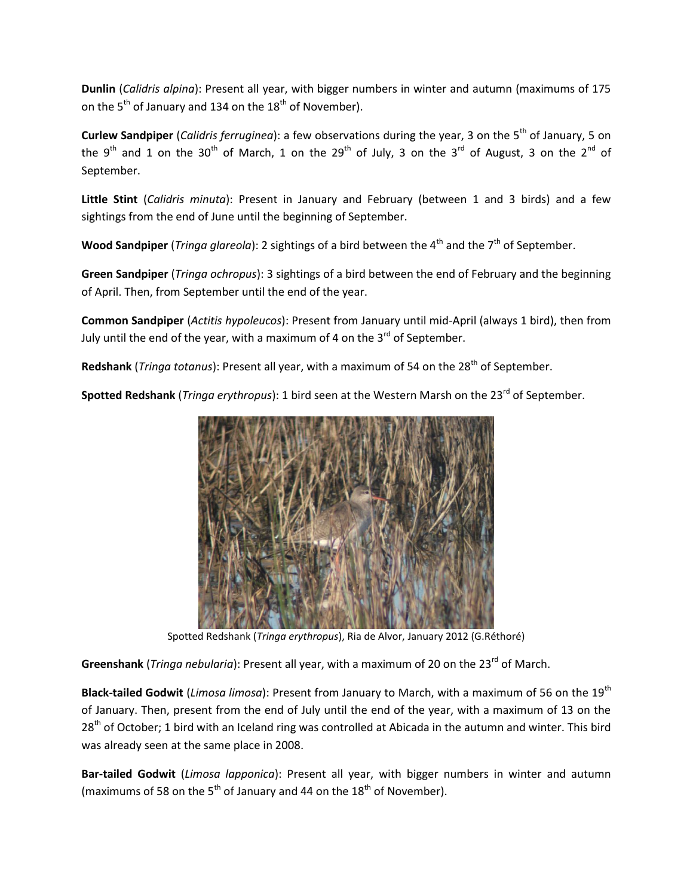**Dunlin** (*Calidris alpina*): Present all year, with bigger numbers in winter and autumn (maximums of 175 on the 5th of January and 134 on the 18th of November).

**Curlew Sandpiper** (*Calidris ferruginea*): a few observations during the year, 3 on the 5th of January, 5 on the 9th and 1 on the 30th of March, 1 on the 29th of July, 3 on the 3rd of August, 3 on the 2nd of September.

**Little Stint** (*Calidris minuta*): Present in January and February (between 1 and 3 birds) and a few sightings from the end of June until the beginning of September.

**Wood Sandpiper** (*Tringa glareola*): 2 sightings of a bird between the 4th and the 7th of September.

**Green Sandpiper** (*Tringa ochropus*): 3 sightings of a bird between the end of February and the beginning of April. Then, from September until the end of the year.

**Common Sandpiper** (*Actitis hypoleucos*): Present from January until mid-April (always 1 bird), then from July until the end of the year, with a maximum of 4 on the 3rd of September.

**Redshank** (*Tringa totanus*): Present all year, with a maximum of 54 on the 28th of September.

**Spotted Redshank** (*Tringa erythropus*): 1 bird seen at the Western Marsh on the 23rd of September.

Spotted Redshank (*Tringa erythropus*), Ria de Alvor, January 2012 (G.Réthoré)

**Greenshank** (*Tringa nebularia*): Present all year, with a maximum of 20 on the 23rd of March.

**Black-tailed Godwit** (*Limosa limosa*): Present from January to March, with a maximum of 56 on the 19th of January. Then, present from the end of July until the end of the year, with a maximum of 13 on the 28th of October; 1 bird with an Iceland ring was controlled at Abicada in the autumn and winter. This bird was already seen at the same place in 2008.

**Bar-tailed Godwit** (*Limosa lapponica*): Present all year, with bigger numbers in winter and autumn (maximums of 58 on the 5th of January and 44 on the 18th of November).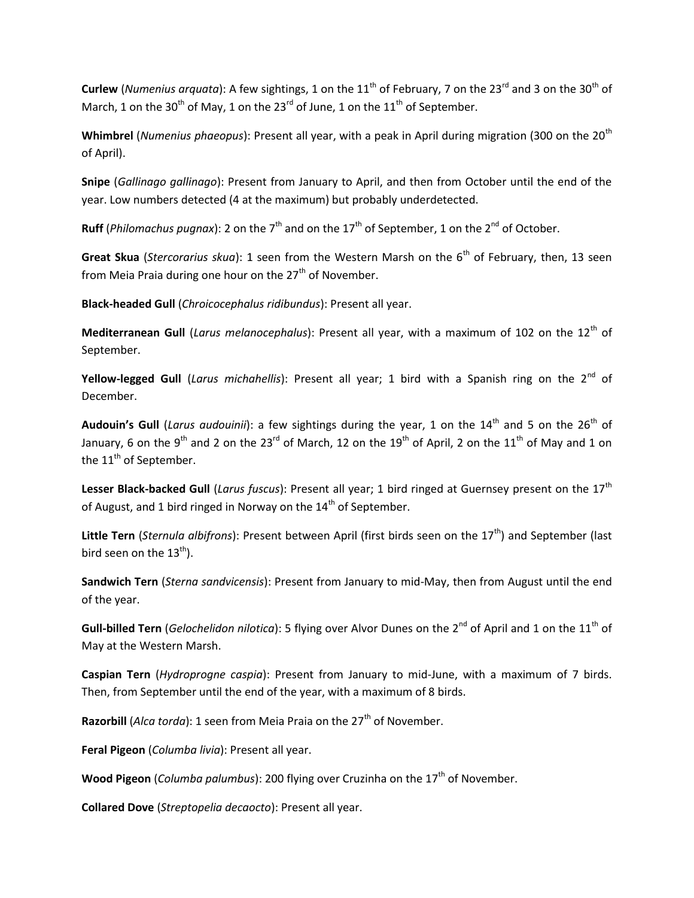**Curlew** (*Numenius arquata*): A few sightings, 1 on the 11th of February, 7 on the 23rd and 3 on the 30th of March, 1 on the 30th of May, 1 on the 23rd of June, 1 on the 11th of September.

**Whimbrel** (*Numenius phaeopus*): Present all year, with a peak in April during migration (300 on the 20th of April).

**Snipe** (*Gallinago gallinago*): Present from January to April, and then from October until the end of the year. Low numbers detected (4 at the maximum) but probably underdetected.

**Ruff** (*Philomachus pugnax*): 2 on the 7th and on the 17th of September, 1 on the 2nd of October.

**Great Skua** (*Stercorarius skua*): 1 seen from the Western Marsh on the 6th of February, then, 13 seen from Meia Praia during one hour on the 27th of November.

**Black-headed Gull** (*Chroicocephalus ridibundus*): Present all year.

**Mediterranean Gull** (*Larus melanocephalus*): Present all year, with a maximum of 102 on the 12th of September.

**Yellow-legged Gull** (*Larus michahellis*): Present all year; 1 bird with a Spanish ring on the 2nd of December.

**Audouin's Gull** (*Larus audouinii*): a few sightings during the year, 1 on the 14th and 5 on the 26th of January, 6 on the 9th and 2 on the 23rd of March, 12 on the 19th of April, 2 on the 11th of May and 1 on the 11th of September.

**Lesser Black-backed Gull** (*Larus fuscus*): Present all year; 1 bird ringed at Guernsey present on the 17th of August, and 1 bird ringed in Norway on the 14th of September.

**Little Tern** (*Sternula albifrons*): Present between April (first birds seen on the 17th) and September (last bird seen on the 13th).

**Sandwich Tern** (*Sterna sandvicensis*): Present from January to mid-May, then from August until the end of the year.

**Gull-billed Tern** (*Gelochelidon nilotica*): 5 flying over Alvor Dunes on the 2nd of April and 1 on the 11th of May at the Western Marsh.

**Caspian Tern** (*Hydroprogne caspia*): Present from January to mid-June, with a maximum of 7 birds. Then, from September until the end of the year, with a maximum of 8 birds.

**Razorbill** (*Alca torda*): 1 seen from Meia Praia on the 27th of November.

**Feral Pigeon** (*Columba livia*): Present all year.

**Wood Pigeon** (*Columba palumbus*): 200 flying over Cruzinha on the 17th of November.

**Collared Dove** (*Streptopelia decaocto*): Present all year.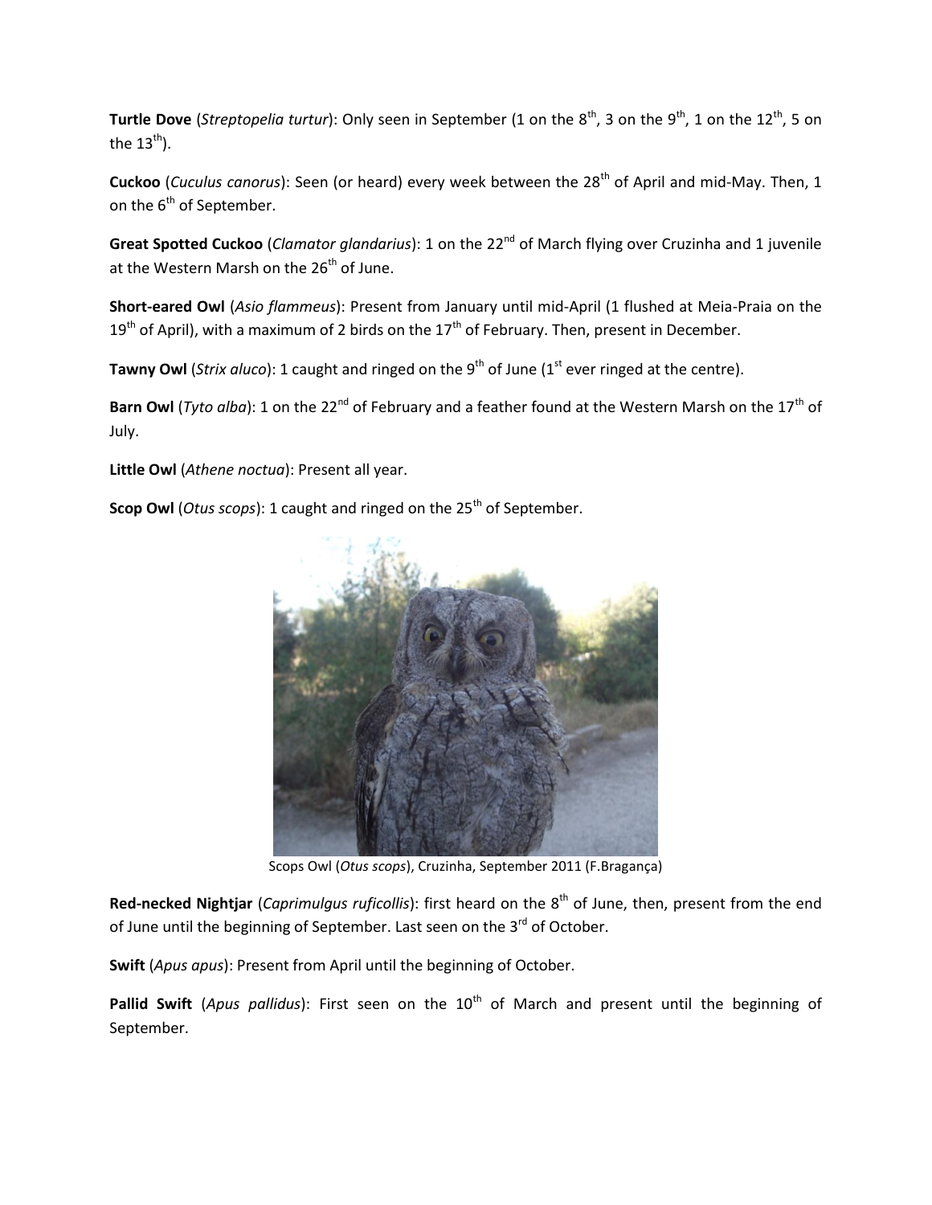**Turtle Dove** (*Streptopelia turtur*): Only seen in September (1 on the 8th, 3 on the 9th, 1 on the 12th, 5 on the 13th).

**Cuckoo** (*Cuculus canorus*): Seen (or heard) every week between the 28th of April and mid-May. Then, 1 on the 6th of September.

**Great Spotted Cuckoo** (*Clamator glandarius*): 1 on the 22nd of March flying over Cruzinha and 1 juvenile at the Western Marsh on the 26th of June.

**Short-eared Owl** (*Asio flammeus*): Present from January until mid-April (1 flushed at Meia-Praia on the 19th of April), with a maximum of 2 birds on the 17th of February. Then, present in December.

**Tawny Owl** (*Strix aluco*): 1 caught and ringed on the 9th of June (1st ever ringed at the centre).

**Barn Owl** (*Tyto alba*): 1 on the 22nd of February and a feather found at the Western Marsh on the 17th of July.

**Little Owl** (*Athene noctua*): Present all year.

**Scop Owl** (*Otus scops*): 1 caught and ringed on the 25th of September.

Scops Owl (*Otus scops*), Cruzinha, September 2011 (F.Bragança)

**Red-necked Nightjar** (*Caprimulgus ruficollis*): first heard on the 8th of June, then, present from the end of June until the beginning of September. Last seen on the 3rd of October.

**Swift** (*Apus apus*): Present from April until the beginning of October.

**Pallid Swift** (*Apus pallidus*): First seen on the 10th of March and present until the beginning of September.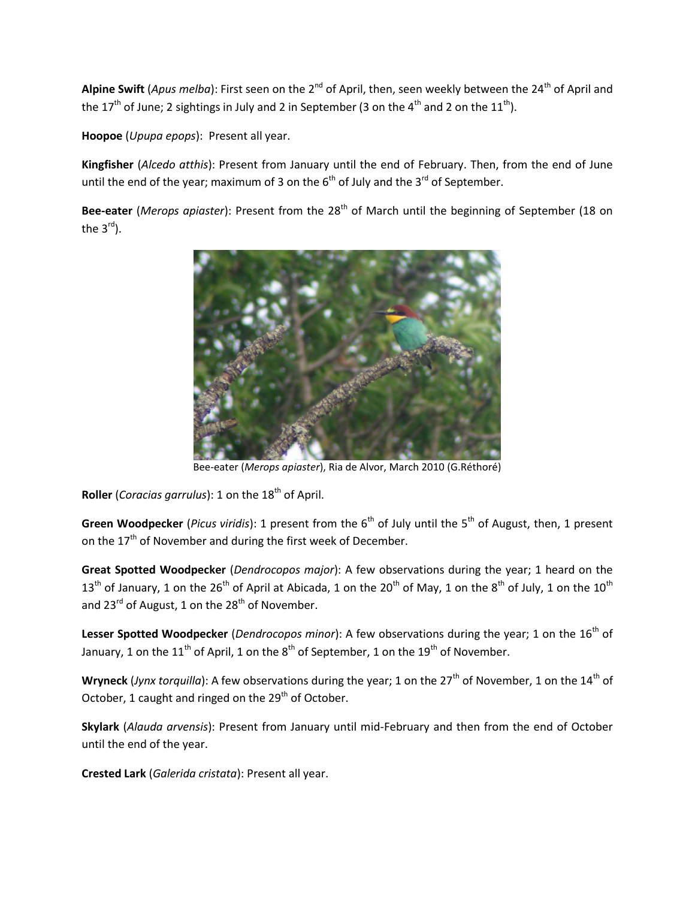**Alpine Swift** (*Apus melba*): First seen on the 2nd of April, then, seen weekly between the 24th of April and the 17th of June; 2 sightings in July and 2 in September (3 on the 4th and 2 on the 11th).

**Hoopoe** (*Upupa epops*): Present all year.

**Kingfisher** (*Alcedo atthis*): Present from January until the end of February. Then, from the end of June until the end of the year; maximum of 3 on the 6th of July and the 3rd of September.

**Bee-eater** (*Merops apiaster*): Present from the 28th of March until the beginning of September (18 on the 3rd).

Bee-eater (*Merops apiaster*), Ria de Alvor, March 2010 (G.Réthoré)

**Roller** (*Coracias garrulus*): 1 on the 18th of April.

**Green Woodpecker** (*Picus viridis*): 1 present from the 6th of July until the 5th of August, then, 1 present on the 17th of November and during the first week of December.

**Great Spotted Woodpecker** (*Dendrocopos major*): A few observations during the year; 1 heard on the 13th of January, 1 on the 26th of April at Abicada, 1 on the 20th of May, 1 on the 8th of July, 1 on the 10th and 23rd of August, 1 on the 28th of November.

**Lesser Spotted Woodpecker** (*Dendrocopos minor*): A few observations during the year; 1 on the 16th of January, 1 on the 11th of April, 1 on the 8th of September, 1 on the 19th of November.

**Wryneck** (*Jynx torquilla*): A few observations during the year; 1 on the 27th of November, 1 on the 14th of October, 1 caught and ringed on the 29th of October.

**Skylark** (*Alauda arvensis*): Present from January until mid-February and then from the end of October until the end of the year.

**Crested Lark** (*Galerida cristata*): Present all year.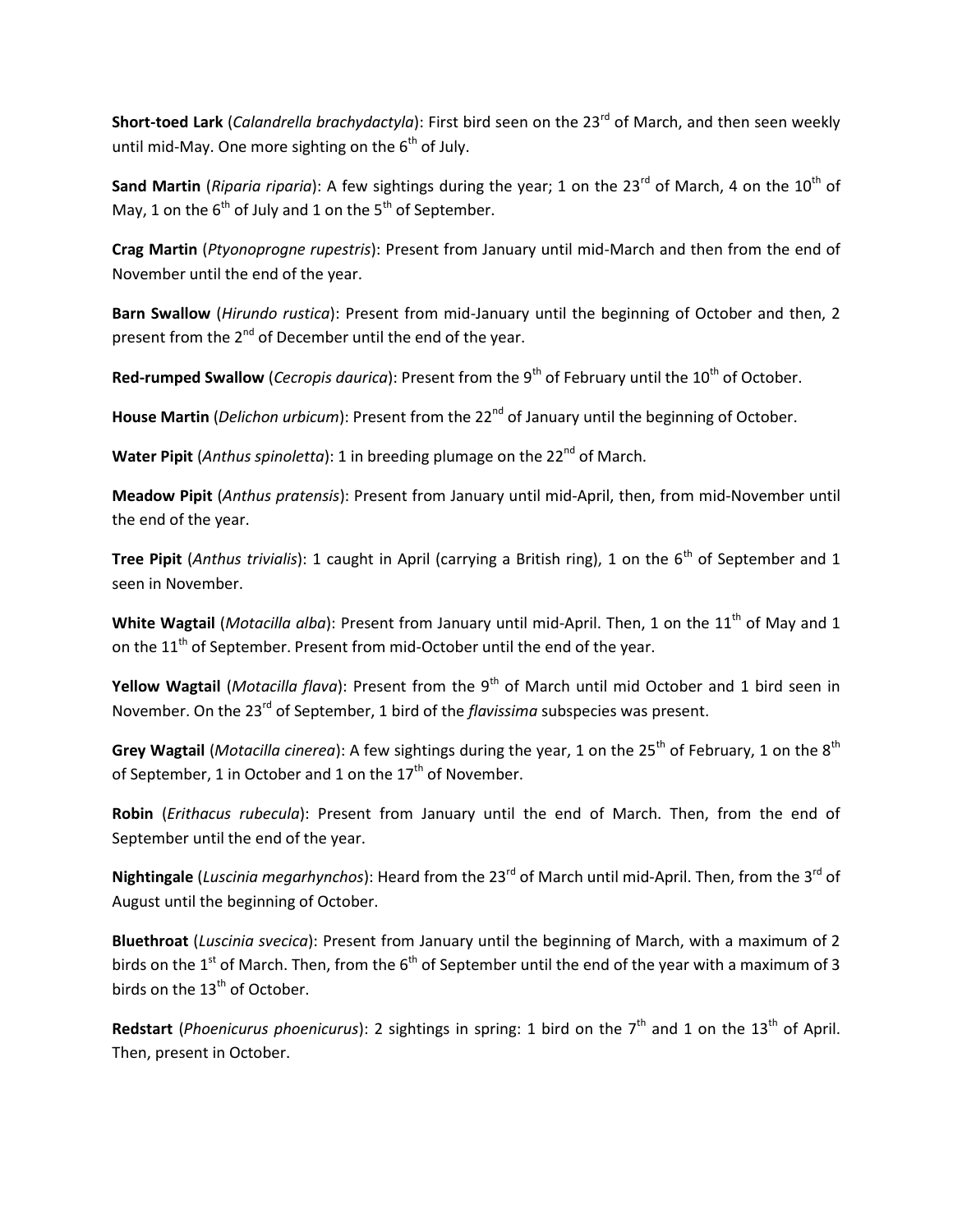**Short-toed Lark** (*Calandrella brachydactyla*): First bird seen on the 23rd of March, and then seen weekly until mid-May. One more sighting on the 6th of July.

**Sand Martin** (*Riparia riparia*): A few sightings during the year; 1 on the 23rd of March, 4 on the 10th of May, 1 on the 6th of July and 1 on the 5th of September.

**Crag Martin** (*Ptyonoprogne rupestris*): Present from January until mid-March and then from the end of November until the end of the year.

**Barn Swallow** (*Hirundo rustica*): Present from mid-January until the beginning of October and then, 2 present from the 2nd of December until the end of the year.

**Red-rumped Swallow** (*Cecropis daurica*): Present from the 9th of February until the 10th of October.

**House Martin** (*Delichon urbicum*): Present from the 22nd of January until the beginning of October.

**Water Pipit** (*Anthus spinoletta*): 1 in breeding plumage on the 22nd of March.

**Meadow Pipit** (*Anthus pratensis*): Present from January until mid-April, then, from mid-November until the end of the year.

**Tree Pipit** (*Anthus trivialis*): 1 caught in April (carrying a British ring), 1 on the 6th of September and 1 seen in November.

**White Wagtail** (*Motacilla alba*): Present from January until mid-April. Then, 1 on the 11th of May and 1 on the 11th of September. Present from mid-October until the end of the year.

**Yellow Wagtail** (*Motacilla flava*): Present from the 9th of March until mid October and 1 bird seen in November. On the 23rd of September, 1 bird of the *flavissima* subspecies was present.

**Grey Wagtail** (*Motacilla cinerea*): A few sightings during the year, 1 on the 25th of February, 1 on the 8th of September, 1 in October and 1 on the 17th of November.

**Robin** (*Erithacus rubecula*): Present from January until the end of March. Then, from the end of September until the end of the year.

**Nightingale** (*Luscinia megarhynchos*): Heard from the 23rd of March until mid-April. Then, from the 3rd of August until the beginning of October.

**Bluethroat** (*Luscinia svecica*): Present from January until the beginning of March, with a maximum of 2 birds on the 1st of March. Then, from the 6th of September until the end of the year with a maximum of 3 birds on the 13th of October.

**Redstart** (*Phoenicurus phoenicurus*): 2 sightings in spring: 1 bird on the 7th and 1 on the 13th of April. Then, present in October.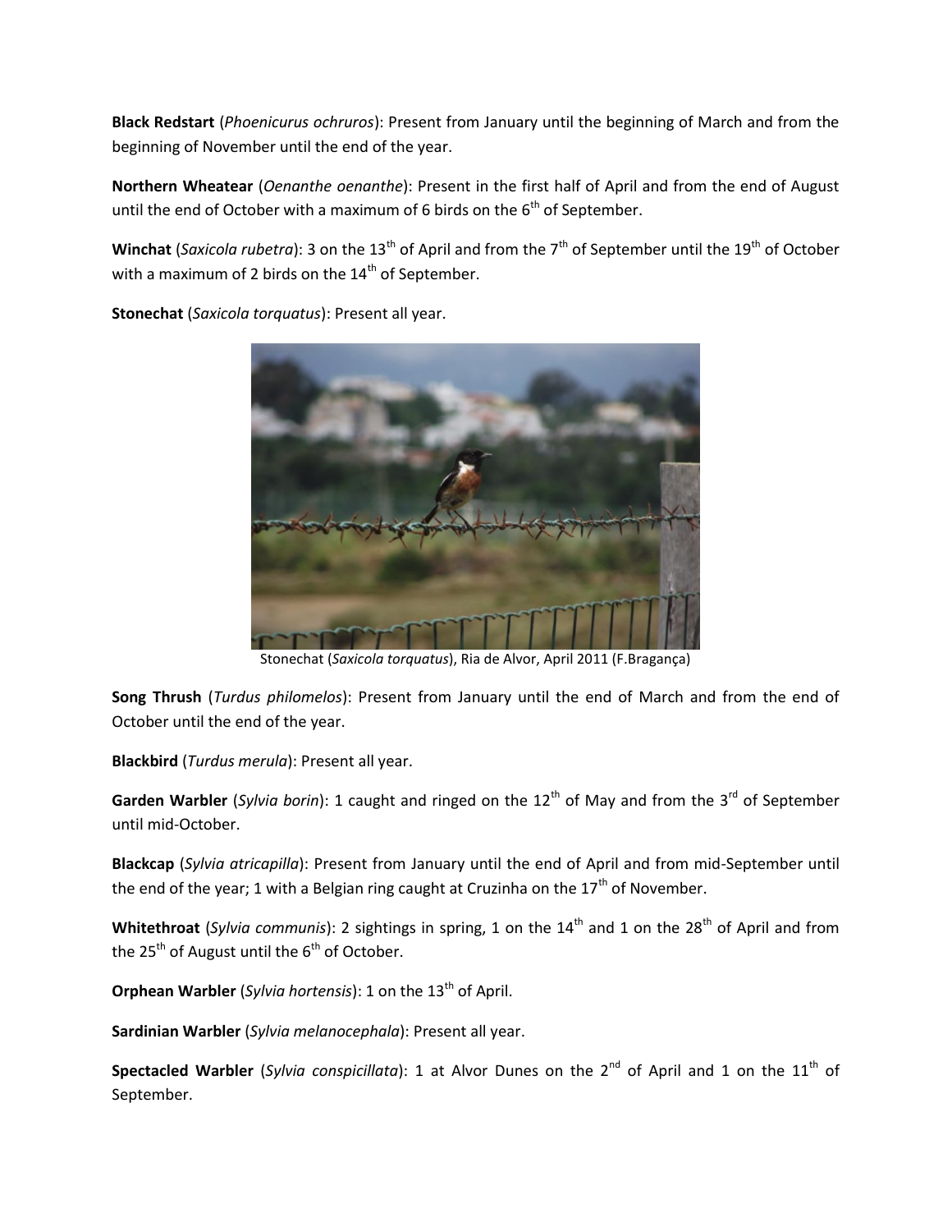**Black Redstart** (*Phoenicurus ochruros*): Present from January until the beginning of March and from the beginning of November until the end of the year.

**Northern Wheatear** (*Oenanthe oenanthe*): Present in the first half of April and from the end of August until the end of October with a maximum of 6 birds on the 6th of September.

**Winchat** (*Saxicola rubetra*): 3 on the 13th of April and from the 7th of September until the 19th of October with a maximum of 2 birds on the 14th of September.

**Stonechat** (*Saxicola torquatus*): Present all year.

Stonechat (*Saxicola torquatus*), Ria de Alvor, April 2011 (F.Bragança)

**Song Thrush** (*Turdus philomelos*): Present from January until the end of March and from the end of October until the end of the year.

**Blackbird** (*Turdus merula*): Present all year.

**Garden Warbler** (*Sylvia borin*): 1 caught and ringed on the 12th of May and from the 3rd of September until mid-October.

**Blackcap** (*Sylvia atricapilla*): Present from January until the end of April and from mid-September until the end of the year; 1 with a Belgian ring caught at Cruzinha on the 17th of November.

**Whitethroat** (*Sylvia communis*): 2 sightings in spring, 1 on the 14th and 1 on the 28th of April and from the 25th of August until the 6th of October.

**Orphean Warbler** (*Sylvia hortensis*): 1 on the 13th of April.

**Sardinian Warbler** (*Sylvia melanocephala*): Present all year.

**Spectacled Warbler** (*Sylvia conspicillata*): 1 at Alvor Dunes on the 2nd of April and 1 on the 11th of September.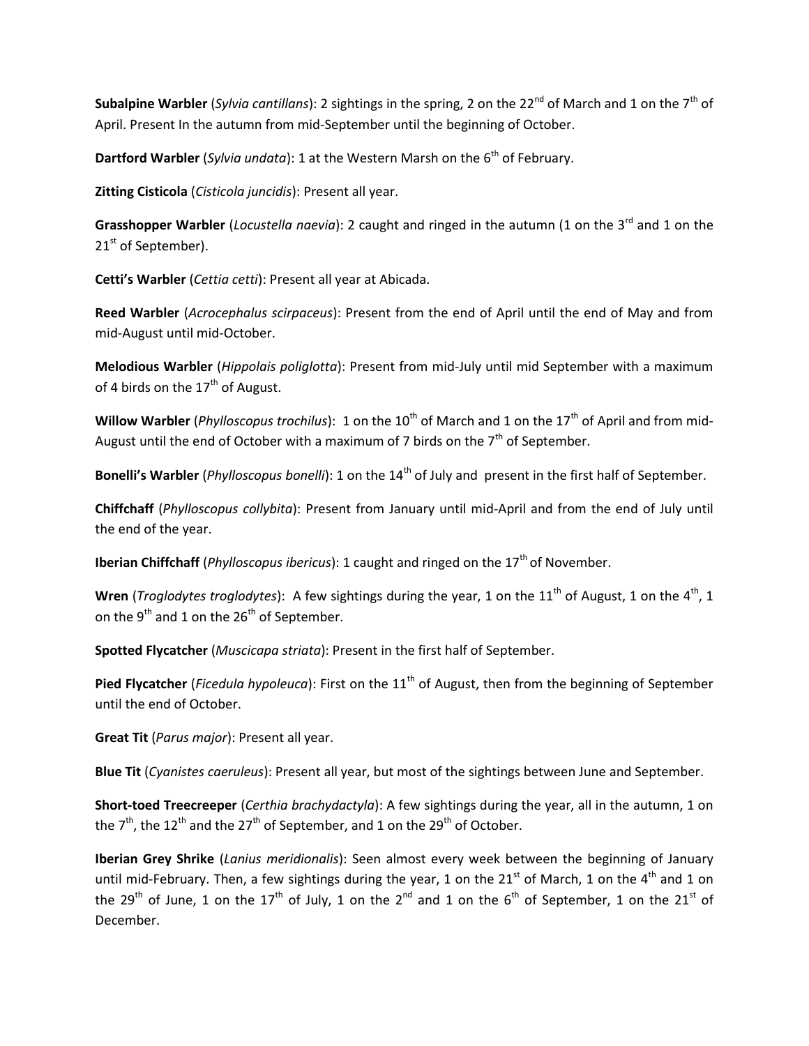**Subalpine Warbler** (*Sylvia cantillans*): 2 sightings in the spring, 2 on the 22nd of March and 1 on the 7th of April. Present In the autumn from mid-September until the beginning of October.

**Dartford Warbler** (*Sylvia undata*): 1 at the Western Marsh on the 6th of February.

**Zitting Cisticola** (*Cisticola juncidis*): Present all year.

**Grasshopper Warbler** (*Locustella naevia*): 2 caught and ringed in the autumn (1 on the 3rd and 1 on the 21st of September).

**Cetti's Warbler** (*Cettia cetti*): Present all year at Abicada.

**Reed Warbler** (*Acrocephalus scirpaceus*): Present from the end of April until the end of May and from mid-August until mid-October.

**Melodious Warbler** (*Hippolais poliglotta*): Present from mid-July until mid September with a maximum of 4 birds on the 17th of August.

**Willow Warbler** (*Phylloscopus trochilus*): 1 on the 10th of March and 1 on the 17th of April and from mid-August until the end of October with a maximum of 7 birds on the 7th of September.

**Bonelli's Warbler** (*Phylloscopus bonelli*): 1 on the 14th of July and present in the first half of September.

**Chiffchaff** (*Phylloscopus collybita*): Present from January until mid-April and from the end of July until the end of the year.

**Iberian Chiffchaff** (*Phylloscopus ibericus*): 1 caught and ringed on the 17th of November.

**Wren** (*Troglodytes troglodytes*): A few sightings during the year, 1 on the 11th of August, 1 on the 4th, 1 on the 9th and 1 on the 26th of September.

**Spotted Flycatcher** (*Muscicapa striata*): Present in the first half of September.

**Pied Flycatcher** (*Ficedula hypoleuca*): First on the 11th of August, then from the beginning of September until the end of October.

**Great Tit** (*Parus major*): Present all year.

**Blue Tit** (*Cyanistes caeruleus*): Present all year, but most of the sightings between June and September.

**Short-toed Treecreeper** (*Certhia brachydactyla*): A few sightings during the year, all in the autumn, 1 on the 7th, the 12th and the 27th of September, and 1 on the 29th of October.

**Iberian Grey Shrike** (*Lanius meridionalis*): Seen almost every week between the beginning of January until mid-February. Then, a few sightings during the year, 1 on the 21st of March, 1 on the 4th and 1 on the 29th of June, 1 on the 17th of July, 1 on the 2nd and 1 on the 6th of September, 1 on the 21st of December.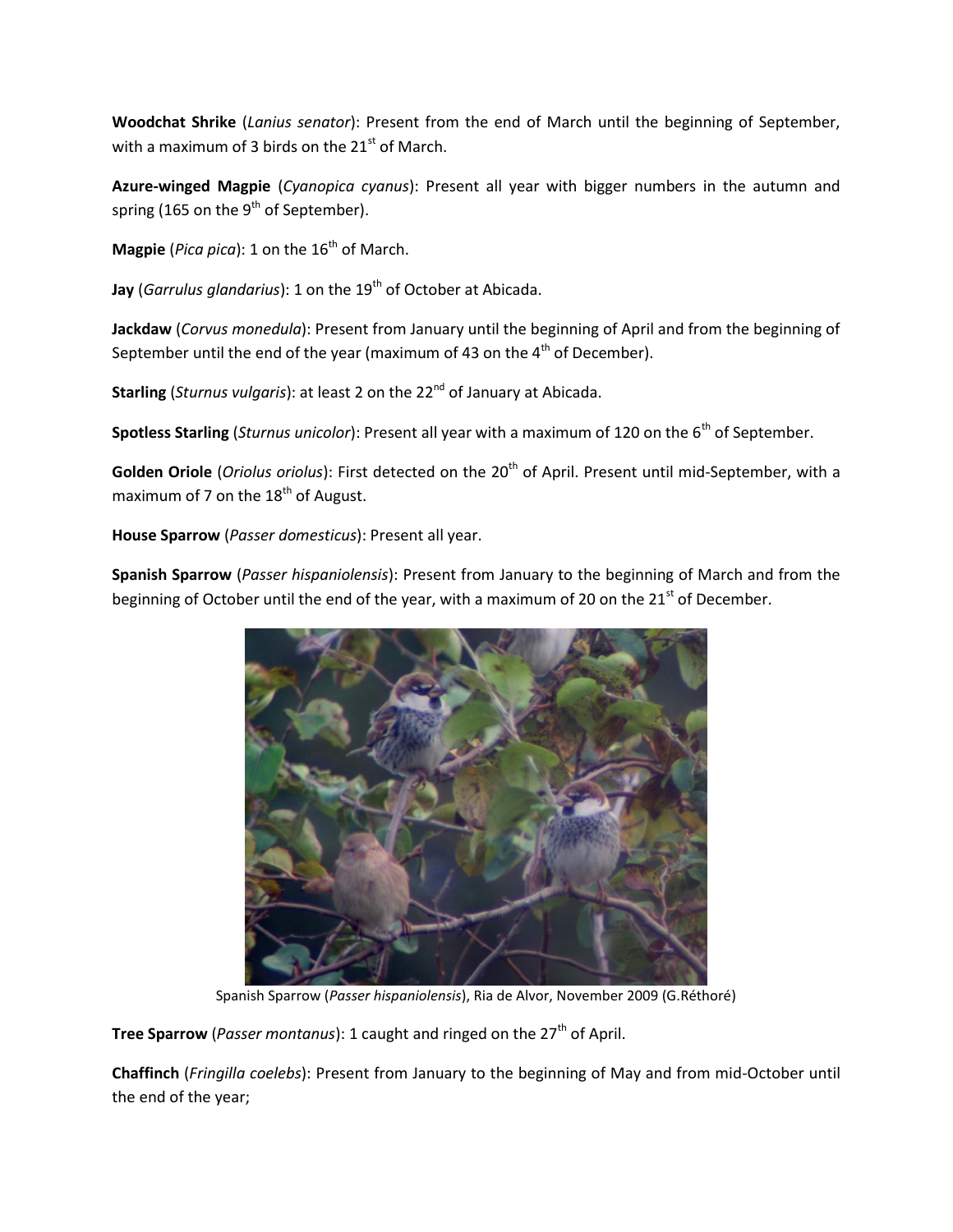**Woodchat Shrike** (*Lanius senator*): Present from the end of March until the beginning of September, with a maximum of 3 birds on the 21st of March.

**Azure-winged Magpie** (*Cyanopica cyanus*): Present all year with bigger numbers in the autumn and spring (165 on the 9th of September).

**Magpie** (*Pica pica*): 1 on the 16th of March.

**Jay** (*Garrulus glandarius*): 1 on the 19th of October at Abicada.

**Jackdaw** (*Corvus monedula*): Present from January until the beginning of April and from the beginning of September until the end of the year (maximum of 43 on the 4th of December).

**Starling** (*Sturnus vulgaris*): at least 2 on the 22nd of January at Abicada.

**Spotless Starling** (*Sturnus unicolor*): Present all year with a maximum of 120 on the 6th of September.

**Golden Oriole** (*Oriolus oriolus*): First detected on the 20th of April. Present until mid-September, with a maximum of 7 on the 18th of August.

**House Sparrow** (*Passer domesticus*): Present all year.

**Spanish Sparrow** (*Passer hispaniolensis*): Present from January to the beginning of March and from the beginning of October until the end of the year, with a maximum of 20 on the 21st of December.

Spanish Sparrow (*Passer hispaniolensis*), Ria de Alvor, November 2009 (G.Réthoré)

**Tree Sparrow** (*Passer montanus*): 1 caught and ringed on the 27th of April.

**Chaffinch** (*Fringilla coelebs*): Present from January to the beginning of May and from mid-October until the end of the year;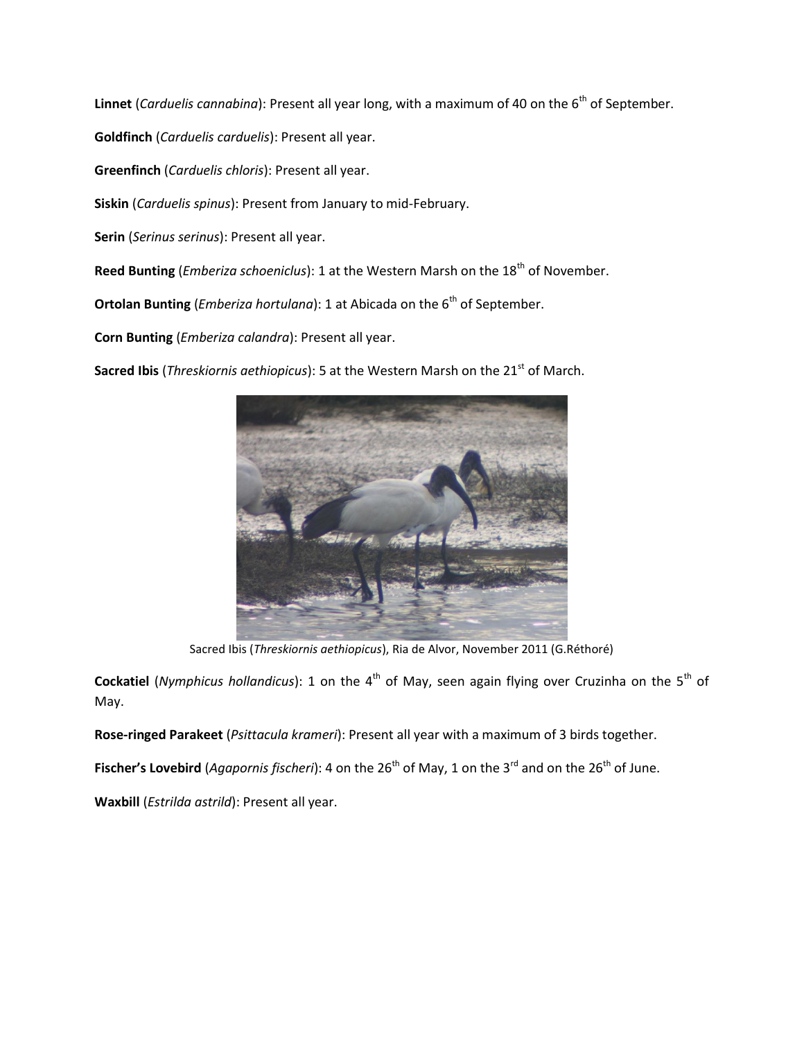**Linnet** (*Carduelis cannabina*): Present all year long, with a maximum of 40 on the 6th of September.

**Goldfinch** (*Carduelis carduelis*): Present all year.

**Greenfinch** (*Carduelis chloris*): Present all year.

**Siskin** (*Carduelis spinus*): Present from January to mid-February.

**Serin** (*Serinus serinus*): Present all year.

**Reed Bunting** (*Emberiza schoeniclus*): 1 at the Western Marsh on the 18th of November.

**Ortolan Bunting** (*Emberiza hortulana*): 1 at Abicada on the 6th of September.

**Corn Bunting** (*Emberiza calandra*): Present all year.

**Sacred Ibis** (*Threskiornis aethiopicus*): 5 at the Western Marsh on the 21st of March.

Sacred Ibis (*Threskiornis aethiopicus*), Ria de Alvor, November 2011 (G.Réthoré)

**Cockatiel** (*Nymphicus hollandicus*): 1 on the 4th of May, seen again flying over Cruzinha on the 5th of May.

**Rose-ringed Parakeet** (*Psittacula krameri*): Present all year with a maximum of 3 birds together.

**Fischer's Lovebird** (*Agapornis fischeri*): 4 on the 26th of May, 1 on the 3rd and on the 26th of June.

**Waxbill** (*Estrilda astrild*): Present all year.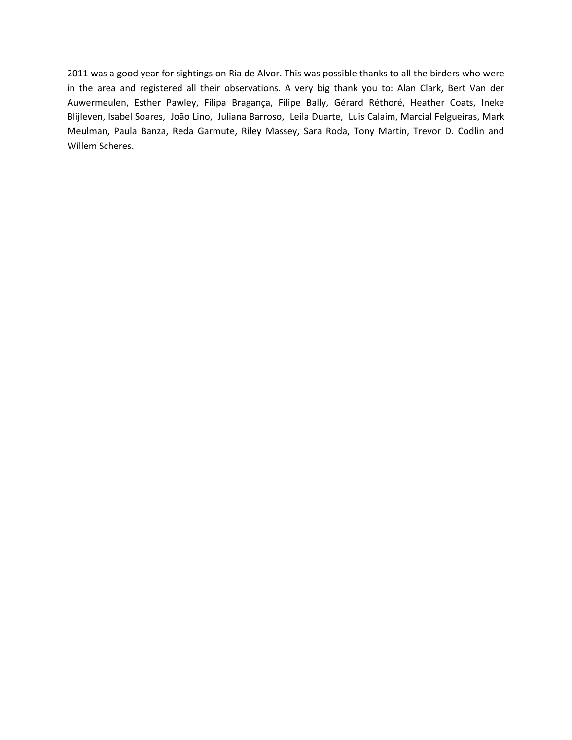2011 was a good year for sightings on Ria de Alvor. This was possible thanks to all the birders who were in the area and registered all their observations. A very big thank you to: Alan Clark, Bert Van der Auwermeulen, Esther Pawley, Filipa Bragança, Filipe Bally, Gérard Réthoré, Heather Coats, Ineke Blijleven, Isabel Soares, João Lino, Juliana Barroso, Leila Duarte, Luis Calaim, Marcial Felgueiras, Mark Meulman, Paula Banza, Reda Garmute, Riley Massey, Sara Roda, Tony Martin, Trevor D. Codlin and Willem Scheres.